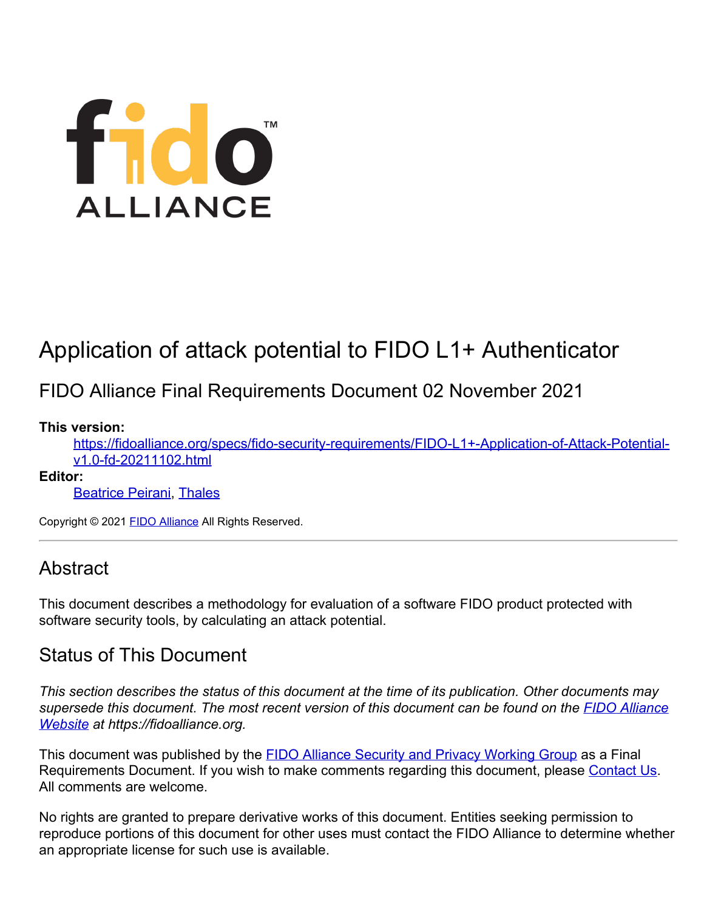# Application of attack potential to FIDO L1+ Authenticator

## FIDO Alliance Final Requirements Document 02 November 2021

**This version:**

[https://fidoalliance.org/specs/fido-security-requirements/FIDO-L1+-Application-of-Attack-Potential-v1.0-fd-20211102.html](https://fidoalliance.org/specs/fido-security-requirements/FIDO-L1+-Application-of-Attack-Potential-v1.0-fd-20211102.html)

**Editor:**

Beatrice Peirani, Thales

Copyright © 2021 FIDO Alliance All Rights Reserved.

---

## Abstract

This document describes a methodology for evaluation of a software FIDO product protected with software security tools, by calculating an attack potential.

## Status of This Document

*This section describes the status of this document at the time of its publication. Other documents may supersede this document. The most recent version of this document can be found on the FIDO Alliance Website at https://fidoalliance.org.*

This document was published by the FIDO Alliance Security and Privacy Working Group as a Final Requirements Document. If you wish to make comments regarding this document, please Contact Us. All comments are welcome.

No rights are granted to prepare derivative works of this document. Entities seeking permission to reproduce portions of this document for other uses must contact the FIDO Alliance to determine whether an appropriate license for such use is available.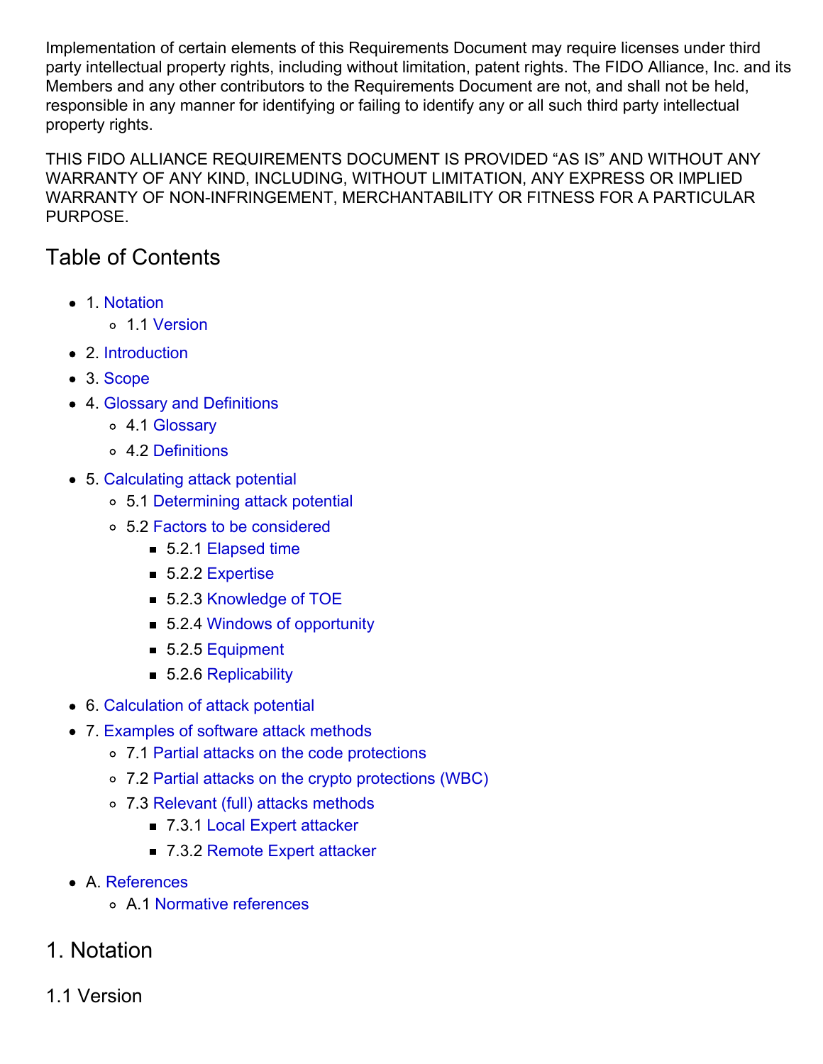Implementation of certain elements of this Requirements Document may require licenses under third party intellectual property rights, including without limitation, patent rights. The FIDO Alliance, Inc. and its Members and any other contributors to the Requirements Document are not, and shall not be held, responsible in any manner for identifying or failing to identify any or all such third party intellectual property rights.

THIS FIDO ALLIANCE REQUIREMENTS DOCUMENT IS PROVIDED "AS IS" AND WITHOUT ANY WARRANTY OF ANY KIND, INCLUDING, WITHOUT LIMITATION, ANY EXPRESS OR IMPLIED WARRANTY OF NON-INFRINGEMENT, MERCHANTABILITY OR FITNESS FOR A PARTICULAR PURPOSE.

## Table of Contents

- 1. Notation
  - 1.1 Version
- 2. Introduction
- 3. Scope
- 4. Glossary and Definitions
  - 4.1 Glossary
  - 4.2 Definitions
- 5. Calculating attack potential
  - 5.1 Determining attack potential
  - 5.2 Factors to be considered
    - 5.2.1 Elapsed time
    - 5.2.2 Expertise
    - 5.2.3 Knowledge of TOE
    - 5.2.4 Windows of opportunity
    - 5.2.5 Equipment
    - 5.2.6 Replicability
- 6. Calculation of attack potential
- 7. Examples of software attack methods
  - 7.1 Partial attacks on the code protections
  - 7.2 Partial attacks on the crypto protections (WBC)
  - 7.3 Relevant (full) attacks methods
    - 7.3.1 Local Expert attacker
    - 7.3.2 Remote Expert attacker
- A. References
  - A.1 Normative references

## 1. Notation

### 1.1 Version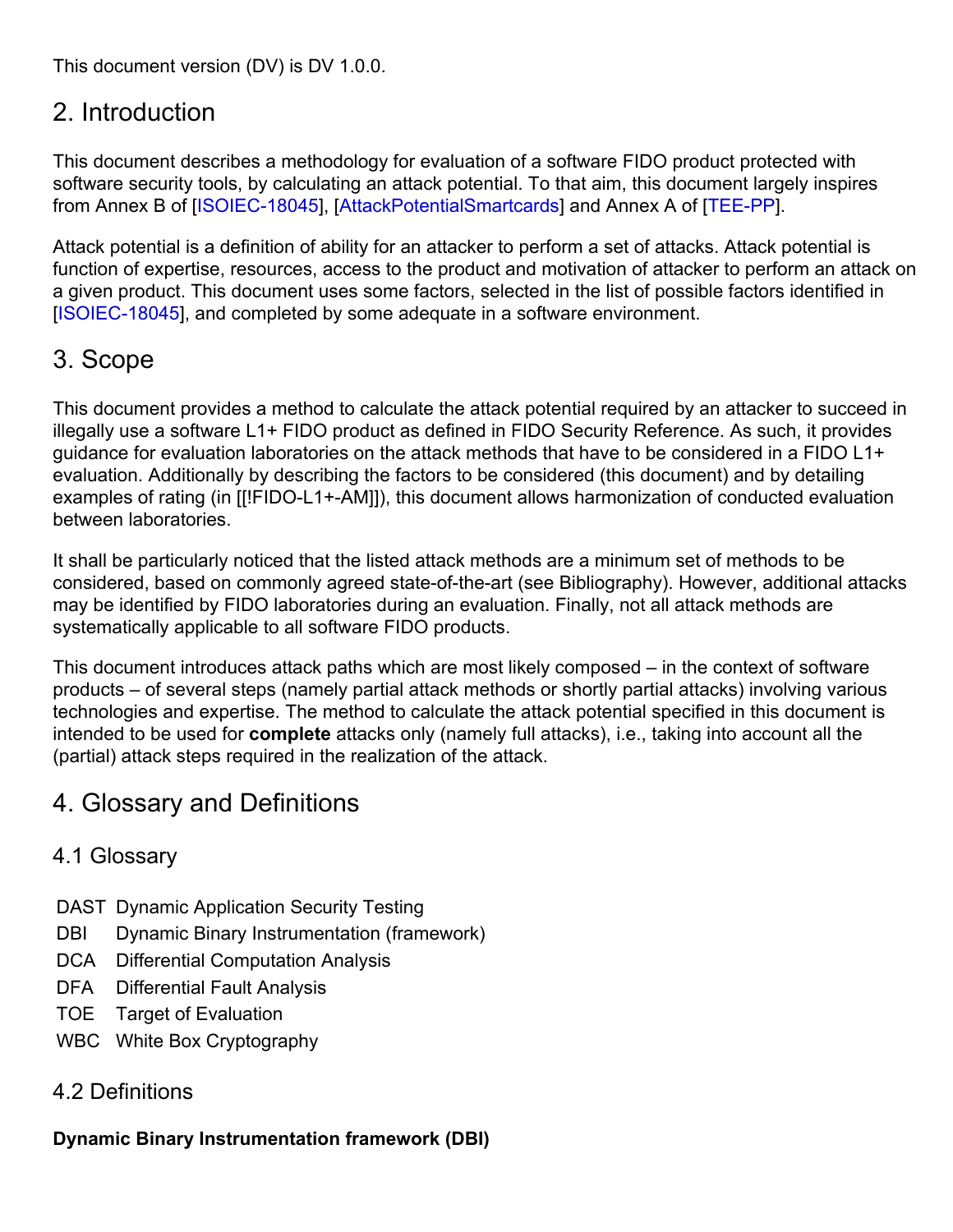This document version (DV) is DV 1.0.0.

## 2. Introduction

This document describes a methodology for evaluation of a software FIDO product protected with software security tools, by calculating an attack potential. To that aim, this document largely inspires from Annex B of [ISOIEC-18045], [AttackPotentialSmartcards] and Annex A of [TEE-PP].

Attack potential is a definition of ability for an attacker to perform a set of attacks. Attack potential is function of expertise, resources, access to the product and motivation of attacker to perform an attack on a given product. This document uses some factors, selected in the list of possible factors identified in [ISOIEC-18045], and completed by some adequate in a software environment.

## 3. Scope

This document provides a method to calculate the attack potential required by an attacker to succeed in illegally use a software L1+ FIDO product as defined in FIDO Security Reference. As such, it provides guidance for evaluation laboratories on the attack methods that have to be considered in a FIDO L1+ evaluation. Additionally by describing the factors to be considered (this document) and by detailing examples of rating (in [[!FIDO-L1+-AM]]), this document allows harmonization of conducted evaluation between laboratories.

It shall be particularly noticed that the listed attack methods are a minimum set of methods to be considered, based on commonly agreed state-of-the-art (see Bibliography). However, additional attacks may be identified by FIDO laboratories during an evaluation. Finally, not all attack methods are systematically applicable to all software FIDO products.

This document introduces attack paths which are most likely composed – in the context of software products – of several steps (namely partial attack methods or shortly partial attacks) involving various technologies and expertise. The method to calculate the attack potential specified in this document is intended to be used for **complete** attacks only (namely full attacks), i.e., taking into account all the (partial) attack steps required in the realization of the attack.

## 4. Glossary and Definitions

### 4.1 Glossary

| | |
|---|---|
| DAST | Dynamic Application Security Testing |
| DBI | Dynamic Binary Instrumentation (framework) |
| DCA | Differential Computation Analysis |
| DFA | Differential Fault Analysis |
| TOE | Target of Evaluation |
| WBC | White Box Cryptography |

### 4.2 Definitions

**Dynamic Binary Instrumentation framework (DBI)**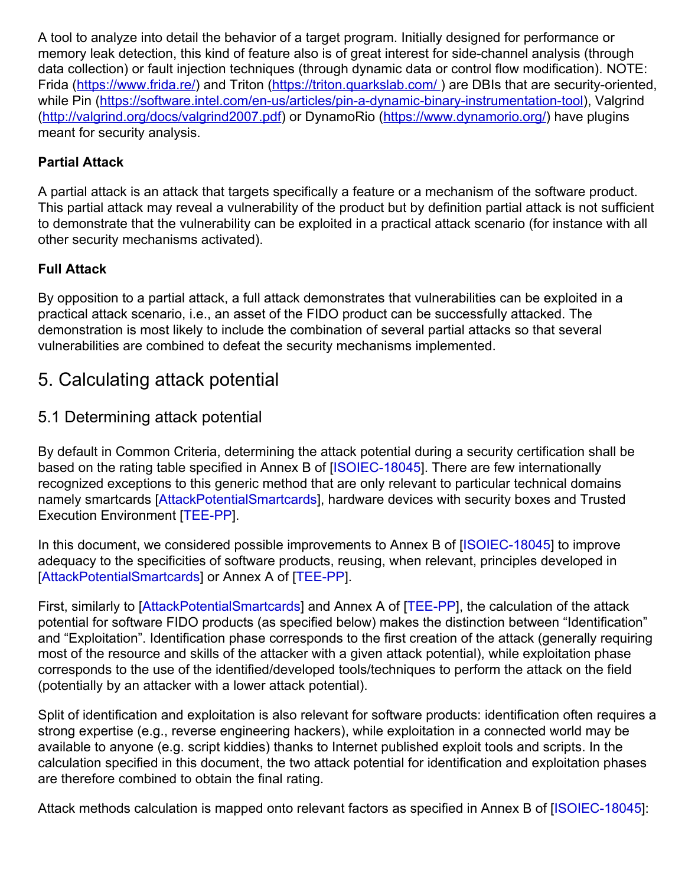A tool to analyze into detail the behavior of a target program. Initially designed for performance or memory leak detection, this kind of feature also is of great interest for side-channel analysis (through data collection) or fault injection techniques (through dynamic data or control flow modification). NOTE: Frida (https://www.frida.re/) and Triton (https://triton.quarkslab.com/ ) are DBIs that are security-oriented, while Pin (https://software.intel.com/en-us/articles/pin-a-dynamic-binary-instrumentation-tool), Valgrind (http://valgrind.org/docs/valgrind2007.pdf) or DynamoRio (https://www.dynamorio.org/) have plugins meant for security analysis.

**Partial Attack**

A partial attack is an attack that targets specifically a feature or a mechanism of the software product. This partial attack may reveal a vulnerability of the product but by definition partial attack is not sufficient to demonstrate that the vulnerability can be exploited in a practical attack scenario (for instance with all other security mechanisms activated).

**Full Attack**

By opposition to a partial attack, a full attack demonstrates that vulnerabilities can be exploited in a practical attack scenario, i.e., an asset of the FIDO product can be successfully attacked. The demonstration is most likely to include the combination of several partial attacks so that several vulnerabilities are combined to defeat the security mechanisms implemented.

## 5. Calculating attack potential

### 5.1 Determining attack potential

By default in Common Criteria, determining the attack potential during a security certification shall be based on the rating table specified in Annex B of [ISOIEC-18045]. There are few internationally recognized exceptions to this generic method that are only relevant to particular technical domains namely smartcards [AttackPotentialSmartcards], hardware devices with security boxes and Trusted Execution Environment [TEE-PP].

In this document, we considered possible improvements to Annex B of [ISOIEC-18045] to improve adequacy to the specificities of software products, reusing, when relevant, principles developed in [AttackPotentialSmartcards] or Annex A of [TEE-PP].

First, similarly to [AttackPotentialSmartcards] and Annex A of [TEE-PP], the calculation of the attack potential for software FIDO products (as specified below) makes the distinction between "Identification" and "Exploitation". Identification phase corresponds to the first creation of the attack (generally requiring most of the resource and skills of the attacker with a given attack potential), while exploitation phase corresponds to the use of the identified/developed tools/techniques to perform the attack on the field (potentially by an attacker with a lower attack potential).

Split of identification and exploitation is also relevant for software products: identification often requires a strong expertise (e.g., reverse engineering hackers), while exploitation in a connected world may be available to anyone (e.g. script kiddies) thanks to Internet published exploit tools and scripts. In the calculation specified in this document, the two attack potential for identification and exploitation phases are therefore combined to obtain the final rating.

Attack methods calculation is mapped onto relevant factors as specified in Annex B of [ISOIEC-18045]: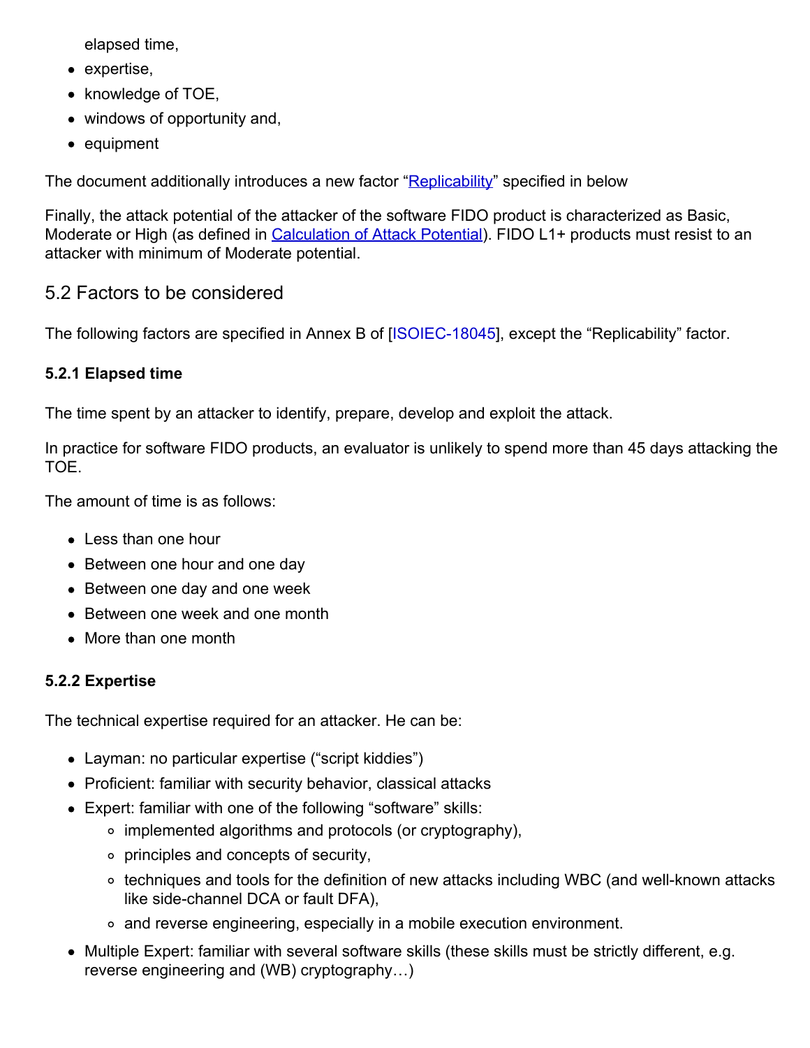elapsed time,

- expertise,
- knowledge of TOE,
- windows of opportunity and,
- equipment

The document additionally introduces a new factor "Replicability" specified in below

Finally, the attack potential of the attacker of the software FIDO product is characterized as Basic, Moderate or High (as defined in Calculation of Attack Potential). FIDO L1+ products must resist to an attacker with minimum of Moderate potential.

## 5.2 Factors to be considered

The following factors are specified in Annex B of [ISOIEC-18045], except the "Replicability" factor.

#### 5.2.1 Elapsed time

The time spent by an attacker to identify, prepare, develop and exploit the attack.

In practice for software FIDO products, an evaluator is unlikely to spend more than 45 days attacking the TOE.

The amount of time is as follows:

- Less than one hour
- Between one hour and one day
- Between one day and one week
- Between one week and one month
- More than one month

#### 5.2.2 Expertise

The technical expertise required for an attacker. He can be:

- Layman: no particular expertise ("script kiddies")
- Proficient: familiar with security behavior, classical attacks
- Expert: familiar with one of the following "software" skills:
  - implemented algorithms and protocols (or cryptography),
  - principles and concepts of security,
  - techniques and tools for the definition of new attacks including WBC (and well-known attacks like side-channel DCA or fault DFA),
  - and reverse engineering, especially in a mobile execution environment.
- Multiple Expert: familiar with several software skills (these skills must be strictly different, e.g. reverse engineering and (WB) cryptography…)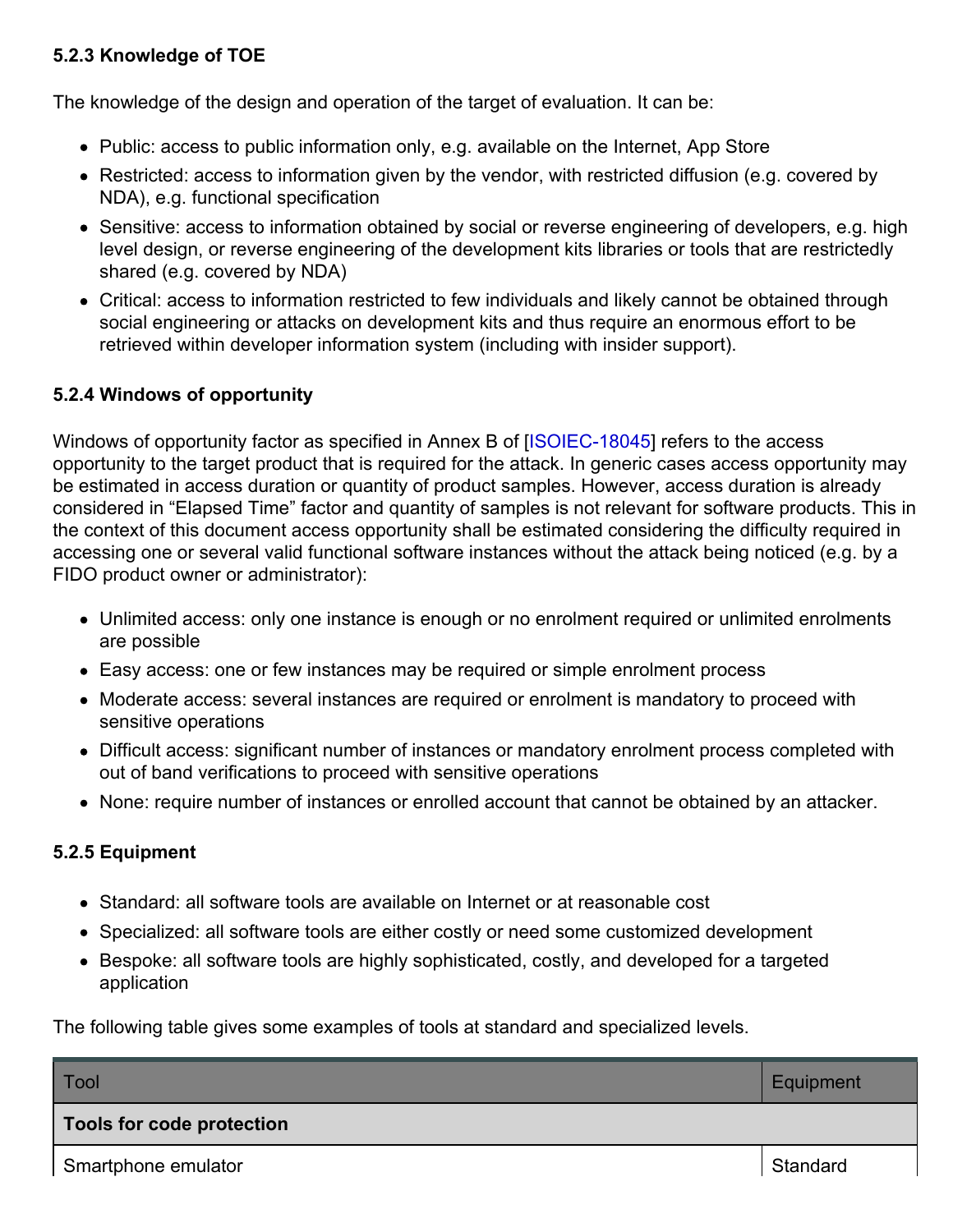#### 5.2.3 Knowledge of TOE

The knowledge of the design and operation of the target of evaluation. It can be:

- Public: access to public information only, e.g. available on the Internet, App Store
- Restricted: access to information given by the vendor, with restricted diffusion (e.g. covered by NDA), e.g. functional specification
- Sensitive: access to information obtained by social or reverse engineering of developers, e.g. high level design, or reverse engineering of the development kits libraries or tools that are restrictedly shared (e.g. covered by NDA)
- Critical: access to information restricted to few individuals and likely cannot be obtained through social engineering or attacks on development kits and thus require an enormous effort to be retrieved within developer information system (including with insider support).

#### 5.2.4 Windows of opportunity

Windows of opportunity factor as specified in Annex B of [ISOIEC-18045] refers to the access opportunity to the target product that is required for the attack. In generic cases access opportunity may be estimated in access duration or quantity of product samples. However, access duration is already considered in "Elapsed Time" factor and quantity of samples is not relevant for software products. This in the context of this document access opportunity shall be estimated considering the difficulty required in accessing one or several valid functional software instances without the attack being noticed (e.g. by a FIDO product owner or administrator):

- Unlimited access: only one instance is enough or no enrolment required or unlimited enrolments are possible
- Easy access: one or few instances may be required or simple enrolment process
- Moderate access: several instances are required or enrolment is mandatory to proceed with sensitive operations
- Difficult access: significant number of instances or mandatory enrolment process completed with out of band verifications to proceed with sensitive operations
- None: require number of instances or enrolled account that cannot be obtained by an attacker.

#### 5.2.5 Equipment

- Standard: all software tools are available on Internet or at reasonable cost
- Specialized: all software tools are either costly or need some customized development
- Bespoke: all software tools are highly sophisticated, costly, and developed for a targeted application

The following table gives some examples of tools at standard and specialized levels.

| Tool | Equipment |
| --- | --- |
| **Tools for code protection** | |
| Smartphone emulator | Standard |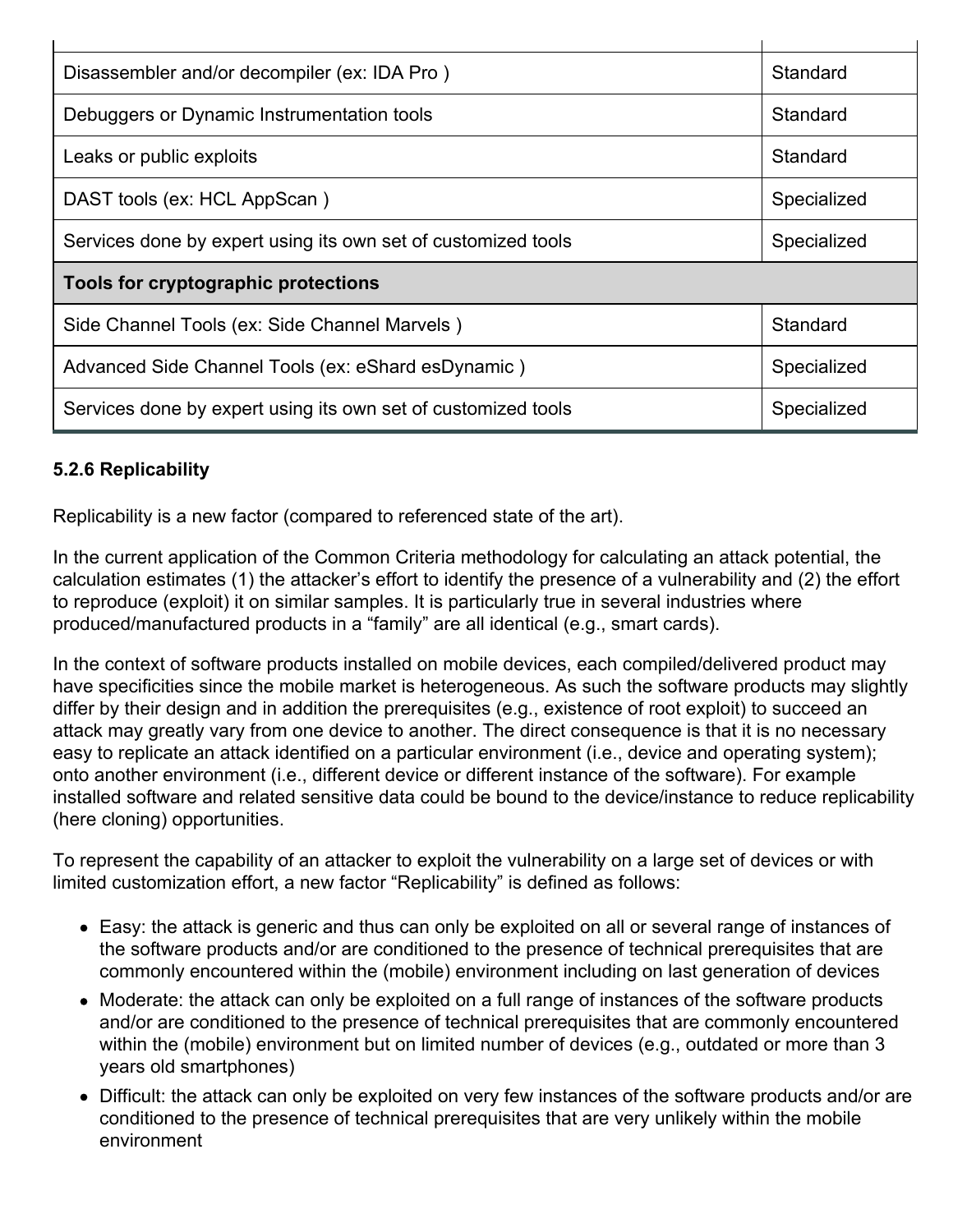| | |
|---|---|
| Disassembler and/or decompiler (ex: IDA Pro ) | Standard |
| Debuggers or Dynamic Instrumentation tools | Standard |
| Leaks or public exploits | Standard |
| DAST tools (ex: HCL AppScan ) | Specialized |
| Services done by expert using its own set of customized tools | Specialized |
| **Tools for cryptographic protections** | |
| Side Channel Tools (ex: Side Channel Marvels ) | Standard |
| Advanced Side Channel Tools (ex: eShard esDynamic ) | Specialized |
| Services done by expert using its own set of customized tools | Specialized |

### 5.2.6 Replicability

Replicability is a new factor (compared to referenced state of the art).

In the current application of the Common Criteria methodology for calculating an attack potential, the calculation estimates (1) the attacker's effort to identify the presence of a vulnerability and (2) the effort to reproduce (exploit) it on similar samples. It is particularly true in several industries where produced/manufactured products in a "family" are all identical (e.g., smart cards).

In the context of software products installed on mobile devices, each compiled/delivered product may have specificities since the mobile market is heterogeneous. As such the software products may slightly differ by their design and in addition the prerequisites (e.g., existence of root exploit) to succeed an attack may greatly vary from one device to another. The direct consequence is that it is no necessary easy to replicate an attack identified on a particular environment (i.e., device and operating system); onto another environment (i.e., different device or different instance of the software). For example installed software and related sensitive data could be bound to the device/instance to reduce replicability (here cloning) opportunities.

To represent the capability of an attacker to exploit the vulnerability on a large set of devices or with limited customization effort, a new factor "Replicability" is defined as follows:

- Easy: the attack is generic and thus can only be exploited on all or several range of instances of the software products and/or are conditioned to the presence of technical prerequisites that are commonly encountered within the (mobile) environment including on last generation of devices
- Moderate: the attack can only be exploited on a full range of instances of the software products and/or are conditioned to the presence of technical prerequisites that are commonly encountered within the (mobile) environment but on limited number of devices (e.g., outdated or more than 3 years old smartphones)
- Difficult: the attack can only be exploited on very few instances of the software products and/or are conditioned to the presence of technical prerequisites that are very unlikely within the mobile environment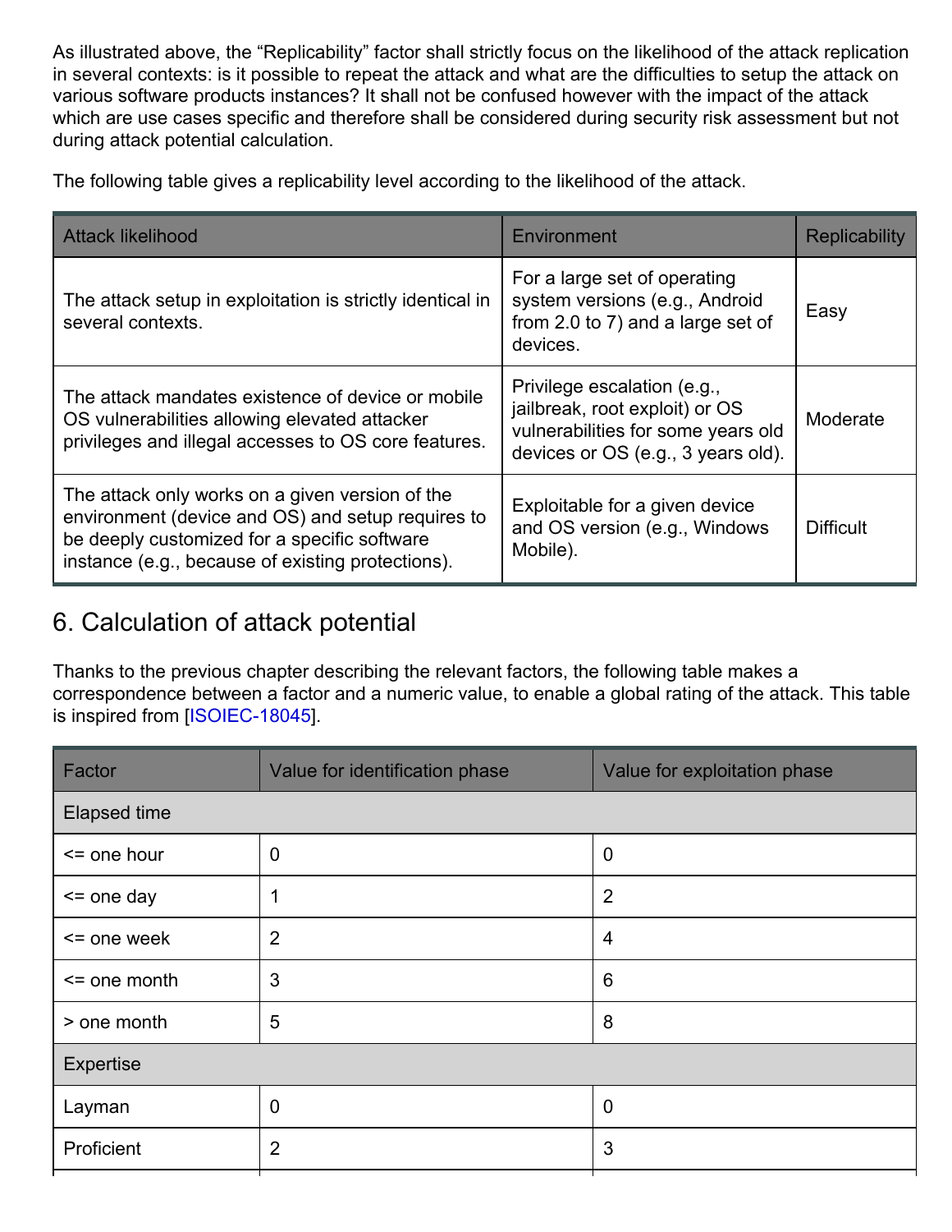As illustrated above, the "Replicability" factor shall strictly focus on the likelihood of the attack replication in several contexts: is it possible to repeat the attack and what are the difficulties to setup the attack on various software products instances? It shall not be confused however with the impact of the attack which are use cases specific and therefore shall be considered during security risk assessment but not during attack potential calculation.

The following table gives a replicability level according to the likelihood of the attack.

| Attack likelihood | Environment | Replicability |
|---|---|---|
| The attack setup in exploitation is strictly identical in several contexts. | For a large set of operating system versions (e.g., Android from 2.0 to 7) and a large set of devices. | Easy |
| The attack mandates existence of device or mobile OS vulnerabilities allowing elevated attacker privileges and illegal accesses to OS core features. | Privilege escalation (e.g., jailbreak, root exploit) or OS vulnerabilities for some years old devices or OS (e.g., 3 years old). | Moderate |
| The attack only works on a given version of the environment (device and OS) and setup requires to be deeply customized for a specific software instance (e.g., because of existing protections). | Exploitable for a given device and OS version (e.g., Windows Mobile). | Difficult |

## 6. Calculation of attack potential

Thanks to the previous chapter describing the relevant factors, the following table makes a correspondence between a factor and a numeric value, to enable a global rating of the attack. This table is inspired from [ISOIEC-18045].

| Factor | Value for identification phase | Value for exploitation phase |
|---|---|---|
| Elapsed time | | |
| <= one hour | 0 | 0 |
| <= one day | 1 | 2 |
| <= one week | 2 | 4 |
| <= one month | 3 | 6 |
| > one month | 5 | 8 |
| Expertise | | |
| Layman | 0 | 0 |
| Proficient | 2 | 3 |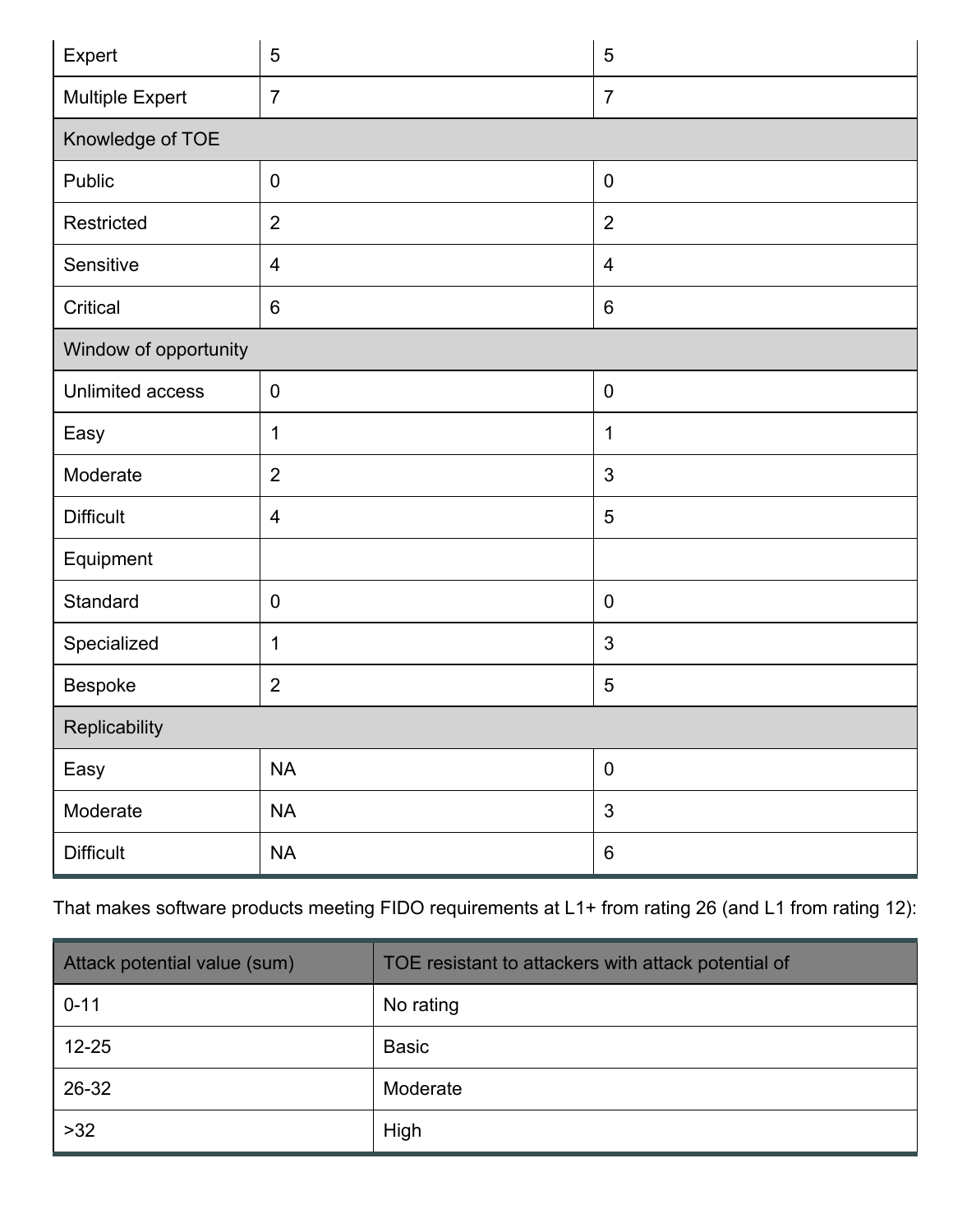| | | |
|---|---|---|
| Expert | 5 | 5 |
| Multiple Expert | 7 | 7 |
| Knowledge of TOE | | |
| Public | 0 | 0 |
| Restricted | 2 | 2 |
| Sensitive | 4 | 4 |
| Critical | 6 | 6 |
| Window of opportunity | | |
| Unlimited access | 0 | 0 |
| Easy | 1 | 1 |
| Moderate | 2 | 3 |
| Difficult | 4 | 5 |
| Equipment | | |
| Standard | 0 | 0 |
| Specialized | 1 | 3 |
| Bespoke | 2 | 5 |
| Replicability | | |
| Easy | NA | 0 |
| Moderate | NA | 3 |
| Difficult | NA | 6 |

That makes software products meeting FIDO requirements at L1+ from rating 26 (and L1 from rating 12):

| Attack potential value (sum) | TOE resistant to attackers with attack potential of |
|---|---|
| 0-11 | No rating |
| 12-25 | Basic |
| 26-32 | Moderate |
| >32 | High |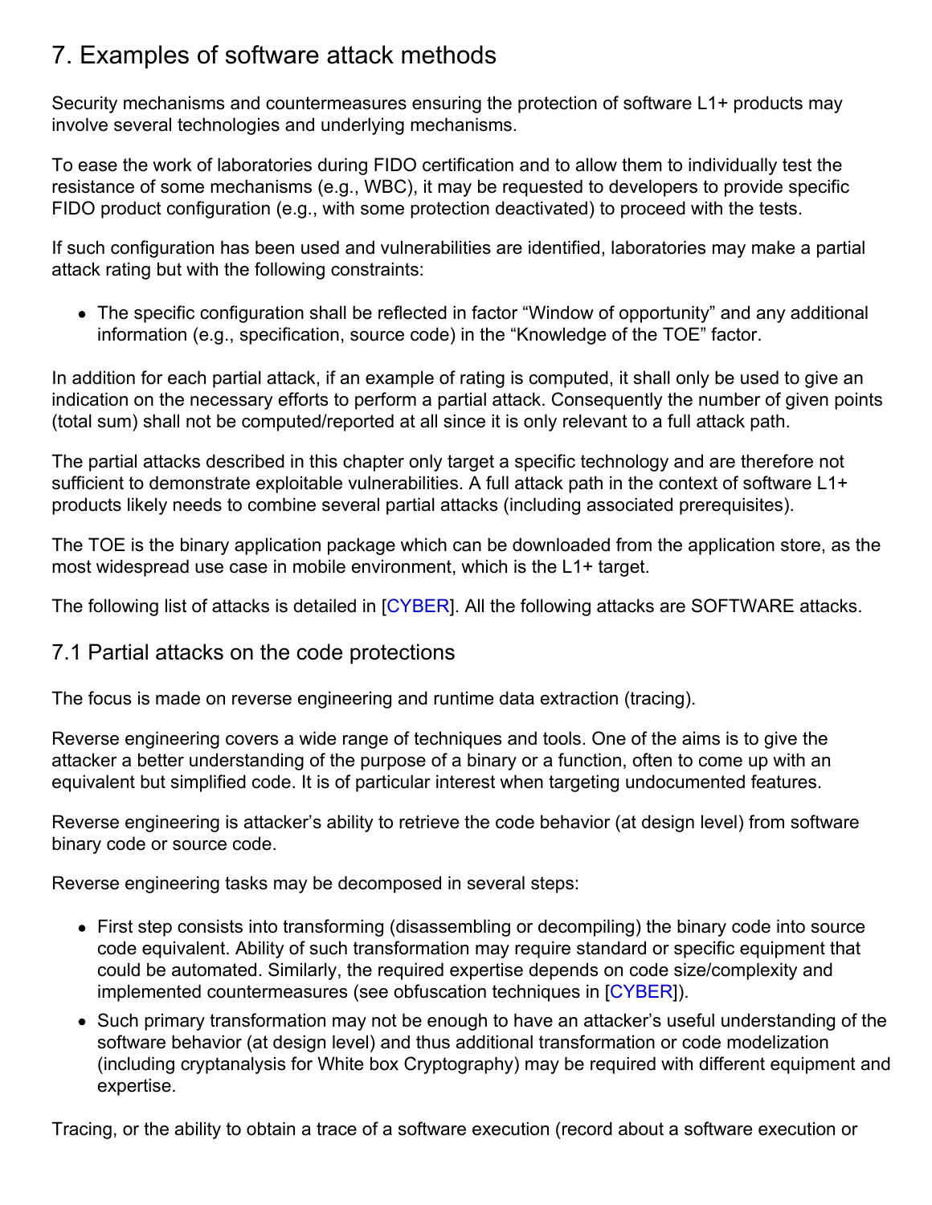## 7. Examples of software attack methods

Security mechanisms and countermeasures ensuring the protection of software L1+ products may involve several technologies and underlying mechanisms.

To ease the work of laboratories during FIDO certification and to allow them to individually test the resistance of some mechanisms (e.g., WBC), it may be requested to developers to provide specific FIDO product configuration (e.g., with some protection deactivated) to proceed with the tests.

If such configuration has been used and vulnerabilities are identified, laboratories may make a partial attack rating but with the following constraints:

- The specific configuration shall be reflected in factor “Window of opportunity” and any additional information (e.g., specification, source code) in the “Knowledge of the TOE” factor.

In addition for each partial attack, if an example of rating is computed, it shall only be used to give an indication on the necessary efforts to perform a partial attack. Consequently the number of given points (total sum) shall not be computed/reported at all since it is only relevant to a full attack path.

The partial attacks described in this chapter only target a specific technology and are therefore not sufficient to demonstrate exploitable vulnerabilities. A full attack path in the context of software L1+ products likely needs to combine several partial attacks (including associated prerequisites).

The TOE is the binary application package which can be downloaded from the application store, as the most widespread use case in mobile environment, which is the L1+ target.

The following list of attacks is detailed in [CYBER]. All the following attacks are SOFTWARE attacks.

### 7.1 Partial attacks on the code protections

The focus is made on reverse engineering and runtime data extraction (tracing).

Reverse engineering covers a wide range of techniques and tools. One of the aims is to give the attacker a better understanding of the purpose of a binary or a function, often to come up with an equivalent but simplified code. It is of particular interest when targeting undocumented features.

Reverse engineering is attacker’s ability to retrieve the code behavior (at design level) from software binary code or source code.

Reverse engineering tasks may be decomposed in several steps:

- First step consists into transforming (disassembling or decompiling) the binary code into source code equivalent. Ability of such transformation may require standard or specific equipment that could be automated. Similarly, the required expertise depends on code size/complexity and implemented countermeasures (see obfuscation techniques in [CYBER]).
- Such primary transformation may not be enough to have an attacker’s useful understanding of the software behavior (at design level) and thus additional transformation or code modelization (including cryptanalysis for White box Cryptography) may be required with different equipment and expertise.

Tracing, or the ability to obtain a trace of a software execution (record about a software execution or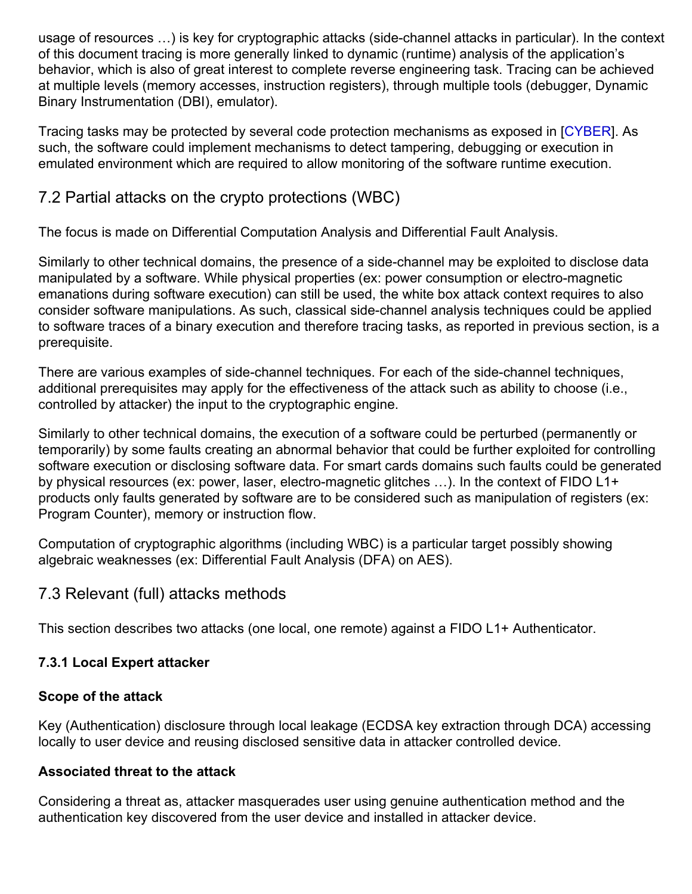usage of resources …) is key for cryptographic attacks (side-channel attacks in particular). In the context of this document tracing is more generally linked to dynamic (runtime) analysis of the application's behavior, which is also of great interest to complete reverse engineering task. Tracing can be achieved at multiple levels (memory accesses, instruction registers), through multiple tools (debugger, Dynamic Binary Instrumentation (DBI), emulator).

Tracing tasks may be protected by several code protection mechanisms as exposed in [CYBER]. As such, the software could implement mechanisms to detect tampering, debugging or execution in emulated environment which are required to allow monitoring of the software runtime execution.

## 7.2 Partial attacks on the crypto protections (WBC)

The focus is made on Differential Computation Analysis and Differential Fault Analysis.

Similarly to other technical domains, the presence of a side-channel may be exploited to disclose data manipulated by a software. While physical properties (ex: power consumption or electro-magnetic emanations during software execution) can still be used, the white box attack context requires to also consider software manipulations. As such, classical side-channel analysis techniques could be applied to software traces of a binary execution and therefore tracing tasks, as reported in previous section, is a prerequisite.

There are various examples of side-channel techniques. For each of the side-channel techniques, additional prerequisites may apply for the effectiveness of the attack such as ability to choose (i.e., controlled by attacker) the input to the cryptographic engine.

Similarly to other technical domains, the execution of a software could be perturbed (permanently or temporarily) by some faults creating an abnormal behavior that could be further exploited for controlling software execution or disclosing software data. For smart cards domains such faults could be generated by physical resources (ex: power, laser, electro-magnetic glitches …). In the context of FIDO L1+ products only faults generated by software are to be considered such as manipulation of registers (ex: Program Counter), memory or instruction flow.

Computation of cryptographic algorithms (including WBC) is a particular target possibly showing algebraic weaknesses (ex: Differential Fault Analysis (DFA) on AES).

## 7.3 Relevant (full) attacks methods

This section describes two attacks (one local, one remote) against a FIDO L1+ Authenticator.

### 7.3.1 Local Expert attacker

**Scope of the attack**

Key (Authentication) disclosure through local leakage (ECDSA key extraction through DCA) accessing locally to user device and reusing disclosed sensitive data in attacker controlled device.

**Associated threat to the attack**

Considering a threat as, attacker masquerades user using genuine authentication method and the authentication key discovered from the user device and installed in attacker device.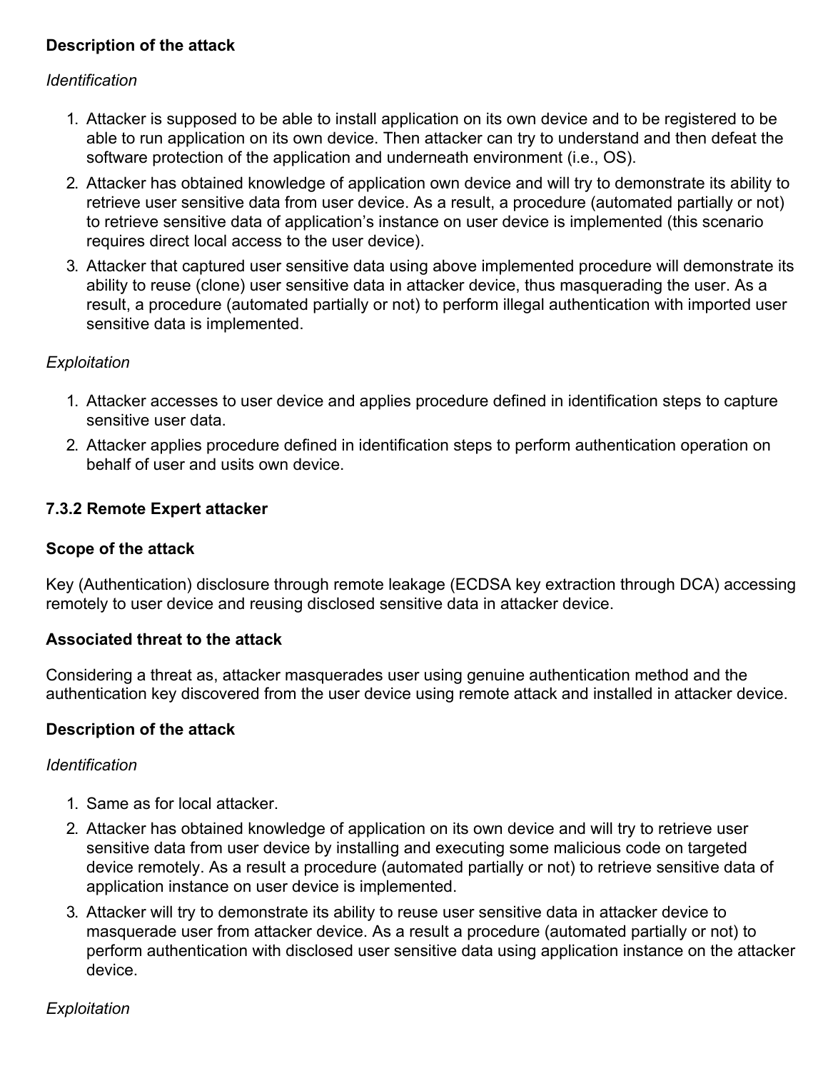**Description of the attack**

*Identification*

1. Attacker is supposed to be able to install application on its own device and to be registered to be able to run application on its own device. Then attacker can try to understand and then defeat the software protection of the application and underneath environment (i.e., OS).
2. Attacker has obtained knowledge of application own device and will try to demonstrate its ability to retrieve user sensitive data from user device. As a result, a procedure (automated partially or not) to retrieve sensitive data of application's instance on user device is implemented (this scenario requires direct local access to the user device).
3. Attacker that captured user sensitive data using above implemented procedure will demonstrate its ability to reuse (clone) user sensitive data in attacker device, thus masquerading the user. As a result, a procedure (automated partially or not) to perform illegal authentication with imported user sensitive data is implemented.

*Exploitation*

1. Attacker accesses to user device and applies procedure defined in identification steps to capture sensitive user data.
2. Attacker applies procedure defined in identification steps to perform authentication operation on behalf of user and usits own device.

### 7.3.2 Remote Expert attacker

**Scope of the attack**

Key (Authentication) disclosure through remote leakage (ECDSA key extraction through DCA) accessing remotely to user device and reusing disclosed sensitive data in attacker device.

**Associated threat to the attack**

Considering a threat as, attacker masquerades user using genuine authentication method and the authentication key discovered from the user device using remote attack and installed in attacker device.

**Description of the attack**

*Identification*

1. Same as for local attacker.
2. Attacker has obtained knowledge of application on its own device and will try to retrieve user sensitive data from user device by installing and executing some malicious code on targeted device remotely. As a result a procedure (automated partially or not) to retrieve sensitive data of application instance on user device is implemented.
3. Attacker will try to demonstrate its ability to reuse user sensitive data in attacker device to masquerade user from attacker device. As a result a procedure (automated partially or not) to perform authentication with disclosed user sensitive data using application instance on the attacker device.

*Exploitation*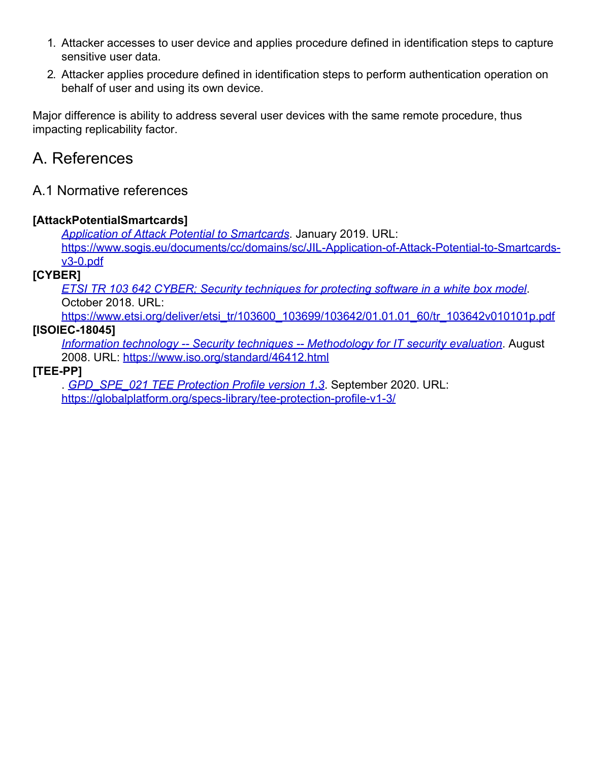1. Attacker accesses to user device and applies procedure defined in identification steps to capture sensitive user data.
2. Attacker applies procedure defined in identification steps to perform authentication operation on behalf of user and using its own device.

Major difference is ability to address several user devices with the same remote procedure, thus impacting replicability factor.

# A. References

## A.1 Normative references

**[AttackPotentialSmartcards]**
: *Application of Attack Potential to Smartcards*. January 2019. URL: https://www.sogis.eu/documents/cc/domains/sc/JIL-Application-of-Attack-Potential-to-Smartcards-v3-0.pdf

**[CYBER]**
: *ETSI TR 103 642 CYBER; Security techniques for protecting software in a white box model*. October 2018. URL: https://www.etsi.org/deliver/etsi_tr/103600_103699/103642/01.01.01_60/tr_103642v010101p.pdf

**[ISOIEC-18045]**
: *Information technology -- Security techniques -- Methodology for IT security evaluation*. August 2008. URL: https://www.iso.org/standard/46412.html

**[TEE-PP]**
: . *GPD_SPE_021 TEE Protection Profile version 1.3*. September 2020. URL: https://globalplatform.org/specs-library/tee-protection-profile-v1-3/